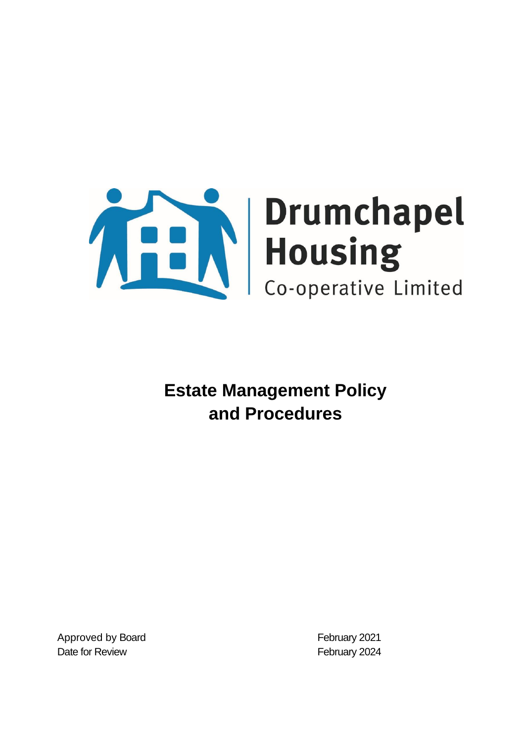Drumchapel Housing Co-operative Limited

# Estate Management Policy and Procedures

| | |
|---|---|
| Approved by Board | February 2021 |
| Date for Review | February 2024 |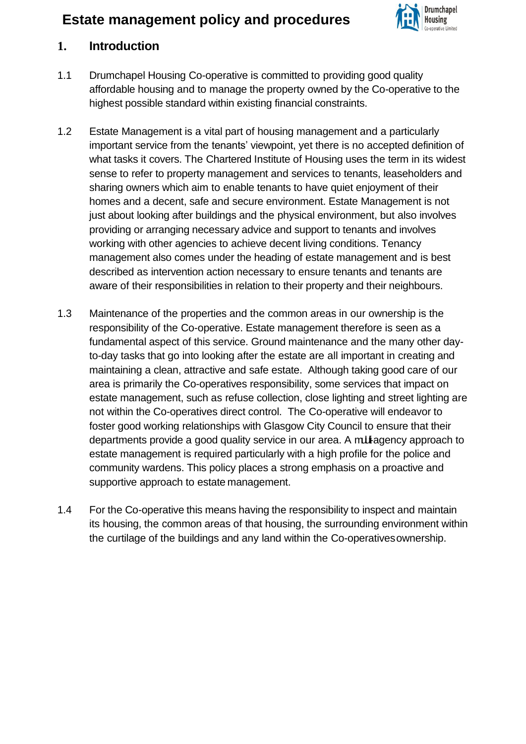# Estate management policy and procedures

## 1. Introduction

1.1 Drumchapel Housing Co-operative is committed to providing good quality affordable housing and to manage the property owned by the Co-operative to the highest possible standard within existing financial constraints.

1.2 Estate Management is a vital part of housing management and a particularly important service from the tenants' viewpoint, yet there is no accepted definition of what tasks it covers. The Chartered Institute of Housing uses the term in its widest sense to refer to property management and services to tenants, leaseholders and sharing owners which aim to enable tenants to have quiet enjoyment of their homes and a decent, safe and secure environment. Estate Management is not just about looking after buildings and the physical environment, but also involves providing or arranging necessary advice and support to tenants and involves working with other agencies to achieve decent living conditions. Tenancy management also comes under the heading of estate management and is best described as intervention action necessary to ensure tenants and tenants are aware of their responsibilities in relation to their property and their neighbours.

1.3 Maintenance of the properties and the common areas in our ownership is the responsibility of the Co-operative. Estate management therefore is seen as a fundamental aspect of this service. Ground maintenance and the many other day-to-day tasks that go into looking after the estate are all important in creating and maintaining a clean, attractive and safe estate. Although taking good care of our area is primarily the Co-operatives responsibility, some services that impact on estate management, such as refuse collection, close lighting and street lighting are not within the Co-operatives direct control. The Co-operative will endeavor to foster good working relationships with Glasgow City Council to ensure that their departments provide a good quality service in our area. A multi-agency approach to estate management is required particularly with a high profile for the police and community wardens. This policy places a strong emphasis on a proactive and supportive approach to estate management.

1.4 For the Co-operative this means having the responsibility to inspect and maintain its housing, the common areas of that housing, the surrounding environment within the curtilage of the buildings and any land within the Co-operatives ownership.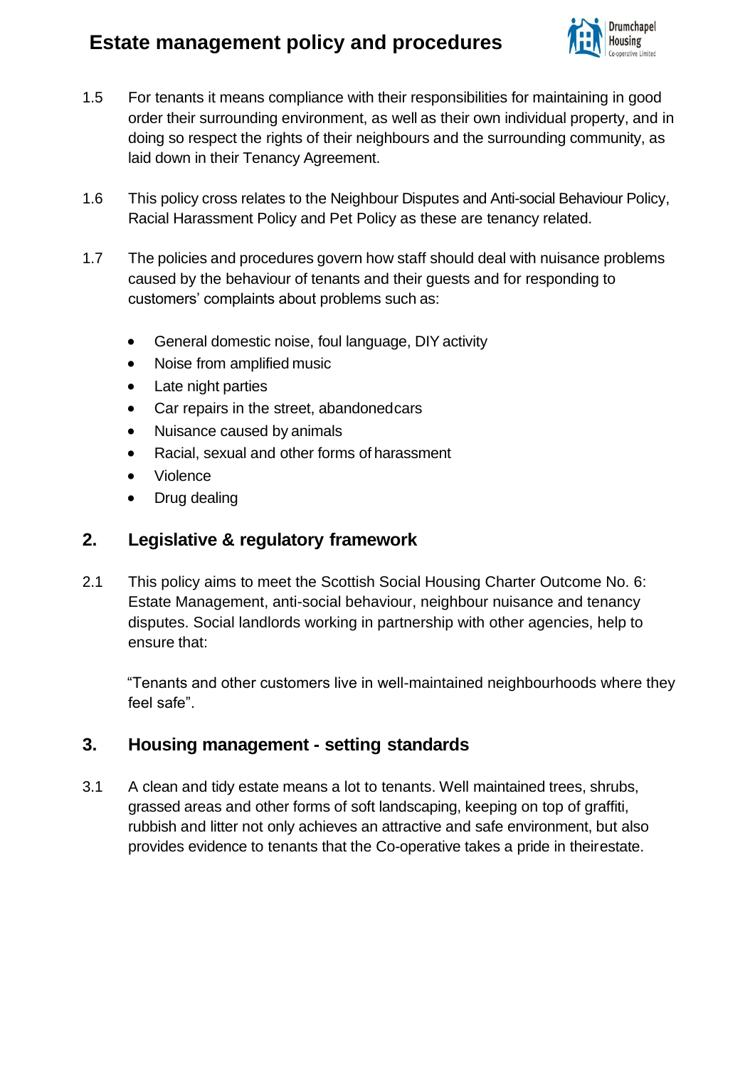1.5 For tenants it means compliance with their responsibilities for maintaining in good order their surrounding environment, as well as their own individual property, and in doing so respect the rights of their neighbours and the surrounding community, as laid down in their Tenancy Agreement.

1.6 This policy cross relates to the Neighbour Disputes and Anti-social Behaviour Policy, Racial Harassment Policy and Pet Policy as these are tenancy related.

1.7 The policies and procedures govern how staff should deal with nuisance problems caused by the behaviour of tenants and their guests and for responding to customers' complaints about problems such as:

- General domestic noise, foul language, DIY activity
- Noise from amplified music
- Late night parties
- Car repairs in the street, abandonedcars
- Nuisance caused by animals
- Racial, sexual and other forms of harassment
- Violence
- Drug dealing

## 2. Legislative & regulatory framework

2.1 This policy aims to meet the Scottish Social Housing Charter Outcome No. 6: Estate Management, anti-social behaviour, neighbour nuisance and tenancy disputes. Social landlords working in partnership with other agencies, help to ensure that:

"Tenants and other customers live in well-maintained neighbourhoods where they feel safe".

## 3. Housing management - setting standards

3.1 A clean and tidy estate means a lot to tenants. Well maintained trees, shrubs, grassed areas and other forms of soft landscaping, keeping on top of graffiti, rubbish and litter not only achieves an attractive and safe environment, but also provides evidence to tenants that the Co-operative takes a pride in theirestate.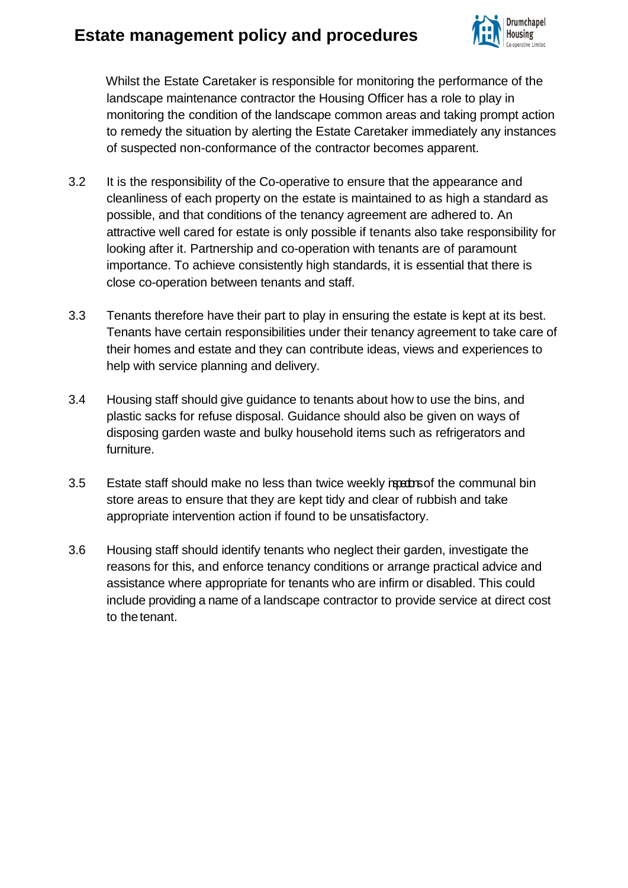Whilst the Estate Caretaker is responsible for monitoring the performance of the landscape maintenance contractor the Housing Officer has a role to play in monitoring the condition of the landscape common areas and taking prompt action to remedy the situation by alerting the Estate Caretaker immediately any instances of suspected non-conformance of the contractor becomes apparent.

3.2 It is the responsibility of the Co-operative to ensure that the appearance and cleanliness of each property on the estate is maintained to as high a standard as possible, and that conditions of the tenancy agreement are adhered to. An attractive well cared for estate is only possible if tenants also take responsibility for looking after it. Partnership and co-operation with tenants are of paramount importance. To achieve consistently high standards, it is essential that there is close co-operation between tenants and staff.

3.3 Tenants therefore have their part to play in ensuring the estate is kept at its best. Tenants have certain responsibilities under their tenancy agreement to take care of their homes and estate and they can contribute ideas, views and experiences to help with service planning and delivery.

3.4 Housing staff should give guidance to tenants about how to use the bins, and plastic sacks for refuse disposal. Guidance should also be given on ways of disposing garden waste and bulky household items such as refrigerators and furniture.

3.5 Estate staff should make no less than twice weekly inspections of the communal bin store areas to ensure that they are kept tidy and clear of rubbish and take appropriate intervention action if found to be unsatisfactory.

3.6 Housing staff should identify tenants who neglect their garden, investigate the reasons for this, and enforce tenancy conditions or arrange practical advice and assistance where appropriate for tenants who are infirm or disabled. This could include providing a name of a landscape contractor to provide service at direct cost to the tenant.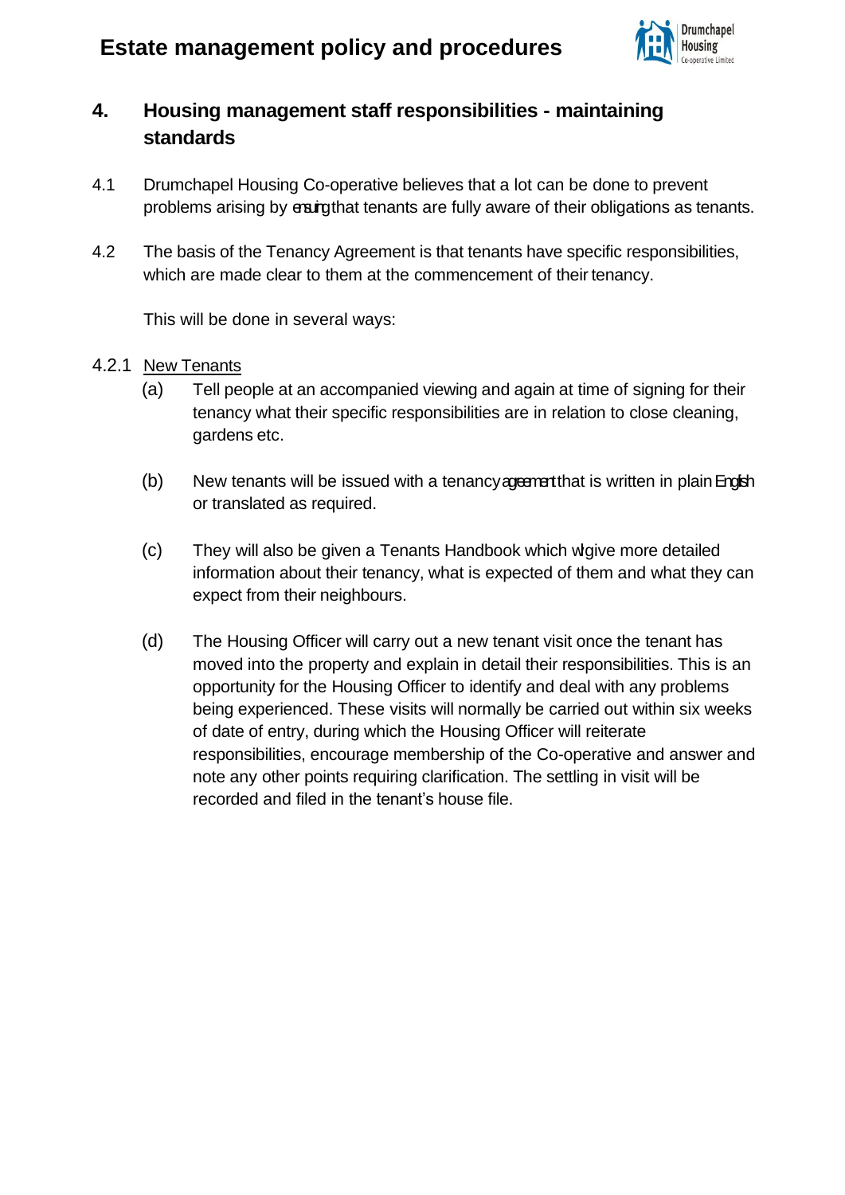## 4. Housing management staff responsibilities - maintaining standards

4.1 Drumchapel Housing Co-operative believes that a lot can be done to prevent problems arising by ensuring that tenants are fully aware of their obligations as tenants.

4.2 The basis of the Tenancy Agreement is that tenants have specific responsibilities, which are made clear to them at the commencement of their tenancy.

This will be done in several ways:

4.2.1 <u>New Tenants</u>

(a) Tell people at an accompanied viewing and again at time of signing for their tenancy what their specific responsibilities are in relation to close cleaning, gardens etc.

(b) New tenants will be issued with a tenancy agreement that is written in plain English or translated as required.

(c) They will also be given a Tenants Handbook which will give more detailed information about their tenancy, what is expected of them and what they can expect from their neighbours.

(d) The Housing Officer will carry out a new tenant visit once the tenant has moved into the property and explain in detail their responsibilities. This is an opportunity for the Housing Officer to identify and deal with any problems being experienced. These visits will normally be carried out within six weeks of date of entry, during which the Housing Officer will reiterate responsibilities, encourage membership of the Co-operative and answer and note any other points requiring clarification. The settling in visit will be recorded and filed in the tenant's house file.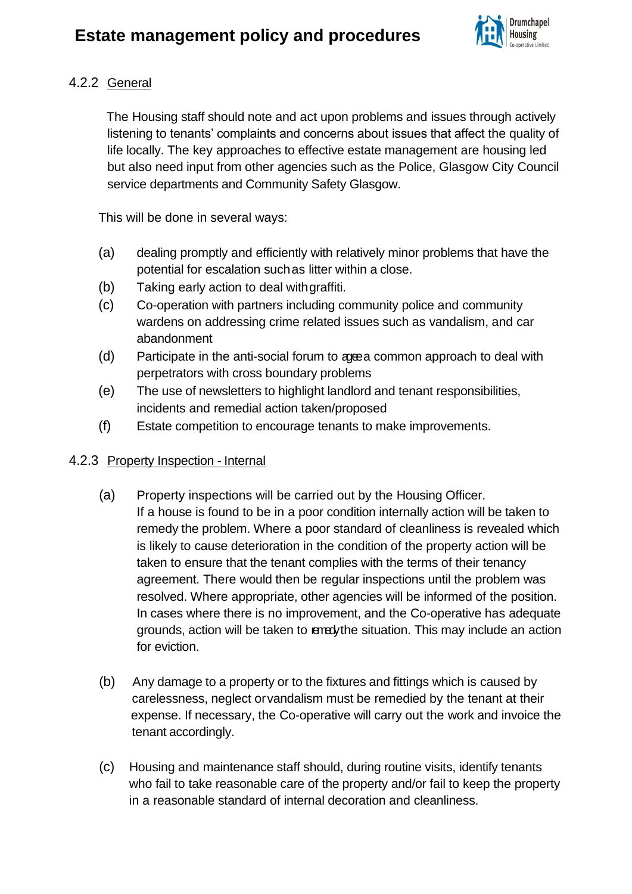### 4.2.2 General

The Housing staff should note and act upon problems and issues through actively listening to tenants' complaints and concerns about issues that affect the quality of life locally. The key approaches to effective estate management are housing led but also need input from other agencies such as the Police, Glasgow City Council service departments and Community Safety Glasgow.

This will be done in several ways:

(a) dealing promptly and efficiently with relatively minor problems that have the potential for escalation such as litter within a close.

(b) Taking early action to deal with graffiti.

(c) Co-operation with partners including community police and community wardens on addressing crime related issues such as vandalism, and car abandonment

(d) Participate in the anti-social forum to agree a common approach to deal with perpetrators with cross boundary problems

(e) The use of newsletters to highlight landlord and tenant responsibilities, incidents and remedial action taken/proposed

(f) Estate competition to encourage tenants to make improvements.

### 4.2.3 Property Inspection - Internal

(a) Property inspections will be carried out by the Housing Officer. If a house is found to be in a poor condition internally action will be taken to remedy the problem. Where a poor standard of cleanliness is revealed which is likely to cause deterioration in the condition of the property action will be taken to ensure that the tenant complies with the terms of their tenancy agreement. There would then be regular inspections until the problem was resolved. Where appropriate, other agencies will be informed of the position. In cases where there is no improvement, and the Co-operative has adequate grounds, action will be taken to remedy the situation. This may include an action for eviction.

(b) Any damage to a property or to the fixtures and fittings which is caused by carelessness, neglect or vandalism must be remedied by the tenant at their expense. If necessary, the Co-operative will carry out the work and invoice the tenant accordingly.

(c) Housing and maintenance staff should, during routine visits, identify tenants who fail to take reasonable care of the property and/or fail to keep the property in a reasonable standard of internal decoration and cleanliness.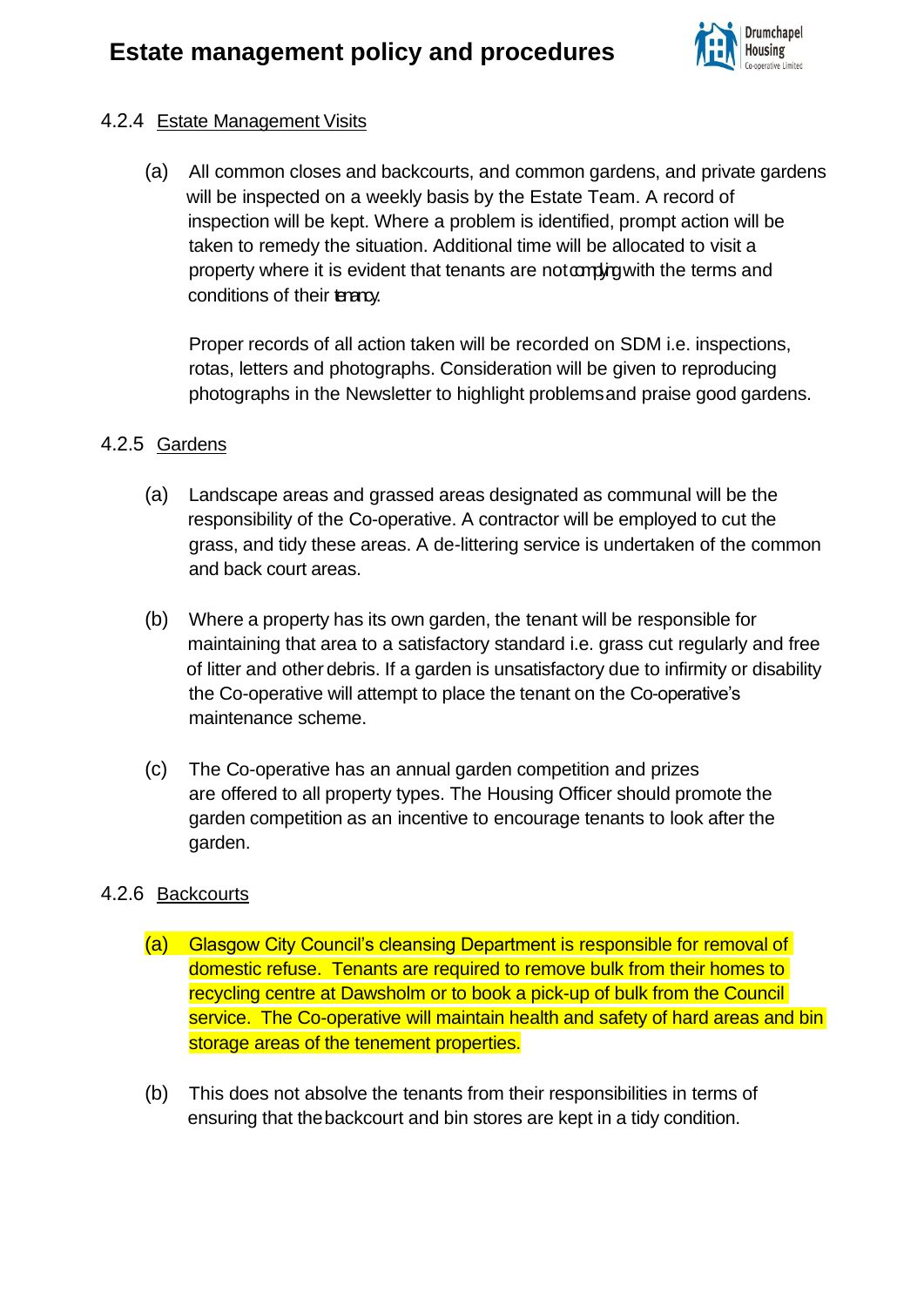#### 4.2.4 Estate Management Visits

(a) All common closes and backcourts, and common gardens, and private gardens will be inspected on a weekly basis by the Estate Team. A record of inspection will be kept. Where a problem is identified, prompt action will be taken to remedy the situation. Additional time will be allocated to visit a property where it is evident that tenants are not complying with the terms and conditions of their tenancy.

Proper records of all action taken will be recorded on SDM i.e. inspections, rotas, letters and photographs. Consideration will be given to reproducing photographs in the Newsletter to highlight problems and praise good gardens.

#### 4.2.5 Gardens

(a) Landscape areas and grassed areas designated as communal will be the responsibility of the Co-operative. A contractor will be employed to cut the grass, and tidy these areas. A de-littering service is undertaken of the common and back court areas.

(b) Where a property has its own garden, the tenant will be responsible for maintaining that area to a satisfactory standard i.e. grass cut regularly and free of litter and other debris. If a garden is unsatisfactory due to infirmity or disability the Co-operative will attempt to place the tenant on the Co-operative's maintenance scheme.

(c) The Co-operative has an annual garden competition and prizes are offered to all property types. The Housing Officer should promote the garden competition as an incentive to encourage tenants to look after the garden.

#### 4.2.6 Backcourts

(a) Glasgow City Council's cleansing Department is responsible for removal of domestic refuse. Tenants are required to remove bulk from their homes to recycling centre at Dawsholm or to book a pick-up of bulk from the Council service. The Co-operative will maintain health and safety of hard areas and bin storage areas of the tenement properties.

(b) This does not absolve the tenants from their responsibilities in terms of ensuring that the backcourt and bin stores are kept in a tidy condition.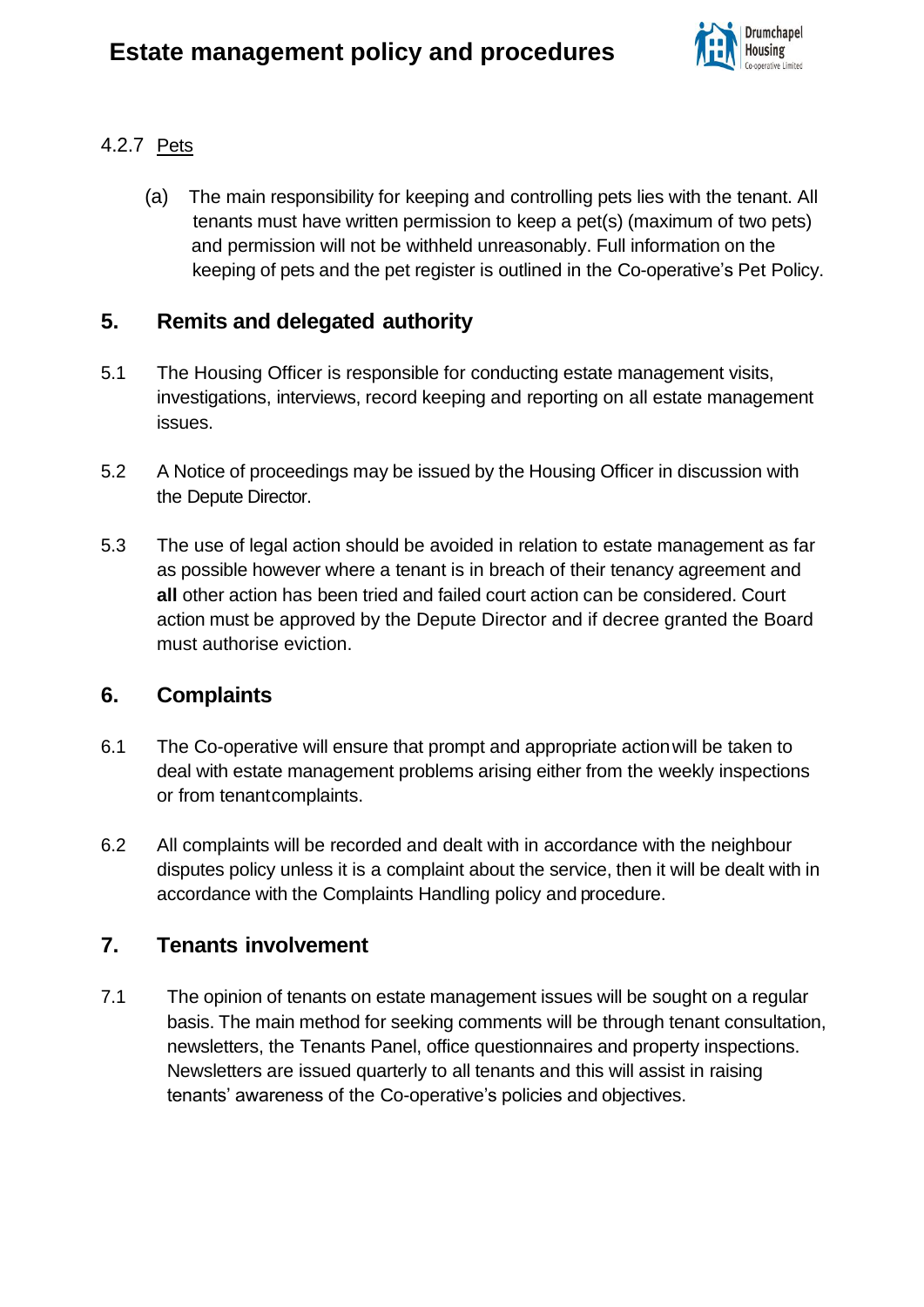#### 4.2.7 Pets

(a) The main responsibility for keeping and controlling pets lies with the tenant. All tenants must have written permission to keep a pet(s) (maximum of two pets) and permission will not be withheld unreasonably. Full information on the keeping of pets and the pet register is outlined in the Co-operative's Pet Policy.

## 5. Remits and delegated authority

5.1 The Housing Officer is responsible for conducting estate management visits, investigations, interviews, record keeping and reporting on all estate management issues.

5.2 A Notice of proceedings may be issued by the Housing Officer in discussion with the Depute Director.

5.3 The use of legal action should be avoided in relation to estate management as far as possible however where a tenant is in breach of their tenancy agreement and **all** other action has been tried and failed court action can be considered. Court action must be approved by the Depute Director and if decree granted the Board must authorise eviction.

## 6. Complaints

6.1 The Co-operative will ensure that prompt and appropriate action will be taken to deal with estate management problems arising either from the weekly inspections or from tenant complaints.

6.2 All complaints will be recorded and dealt with in accordance with the neighbour disputes policy unless it is a complaint about the service, then it will be dealt with in accordance with the Complaints Handling policy and procedure.

## 7. Tenants involvement

7.1 The opinion of tenants on estate management issues will be sought on a regular basis. The main method for seeking comments will be through tenant consultation, newsletters, the Tenants Panel, office questionnaires and property inspections. Newsletters are issued quarterly to all tenants and this will assist in raising tenants' awareness of the Co-operative's policies and objectives.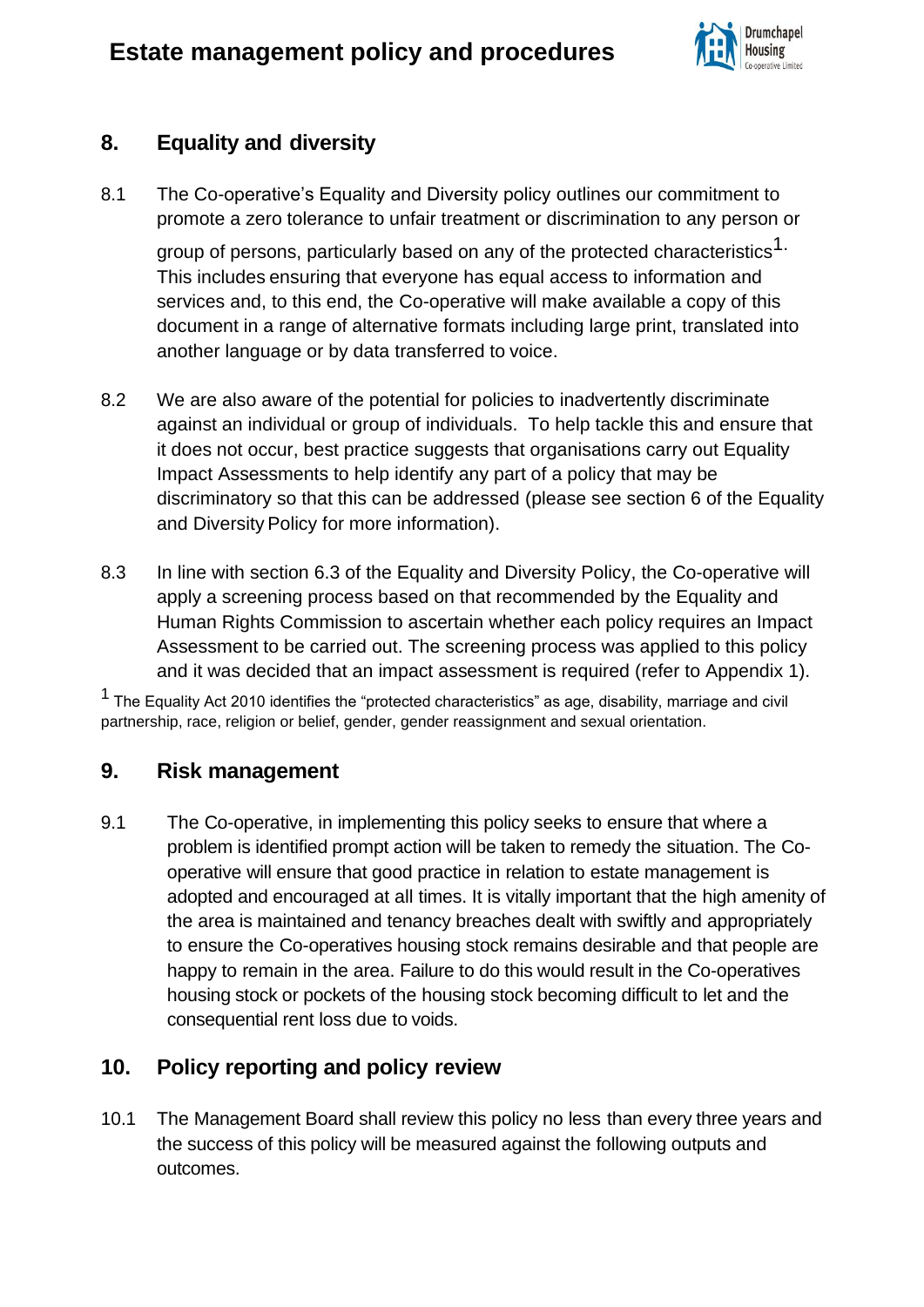## 8. Equality and diversity

8.1 The Co-operative's Equality and Diversity policy outlines our commitment to promote a zero tolerance to unfair treatment or discrimination to any person or group of persons, particularly based on any of the protected characteristics[1]. This includes ensuring that everyone has equal access to information and services and, to this end, the Co-operative will make available a copy of this document in a range of alternative formats including large print, translated into another language or by data transferred to voice.

8.2 We are also aware of the potential for policies to inadvertently discriminate against an individual or group of individuals. To help tackle this and ensure that it does not occur, best practice suggests that organisations carry out Equality Impact Assessments to help identify any part of a policy that may be discriminatory so that this can be addressed (please see section 6 of the Equality and Diversity Policy for more information).

8.3 In line with section 6.3 of the Equality and Diversity Policy, the Co-operative will apply a screening process based on that recommended by the Equality and Human Rights Commission to ascertain whether each policy requires an Impact Assessment to be carried out. The screening process was applied to this policy and it was decided that an impact assessment is required (refer to Appendix 1).

[1] The Equality Act 2010 identifies the "protected characteristics" as age, disability, marriage and civil partnership, race, religion or belief, gender, gender reassignment and sexual orientation.

## 9. Risk management

9.1 The Co-operative, in implementing this policy seeks to ensure that where a problem is identified prompt action will be taken to remedy the situation. The Co-operative will ensure that good practice in relation to estate management is adopted and encouraged at all times. It is vitally important that the high amenity of the area is maintained and tenancy breaches dealt with swiftly and appropriately to ensure the Co-operatives housing stock remains desirable and that people are happy to remain in the area. Failure to do this would result in the Co-operatives housing stock or pockets of the housing stock becoming difficult to let and the consequential rent loss due to voids.

## 10. Policy reporting and policy review

10.1 The Management Board shall review this policy no less than every three years and the success of this policy will be measured against the following outputs and outcomes.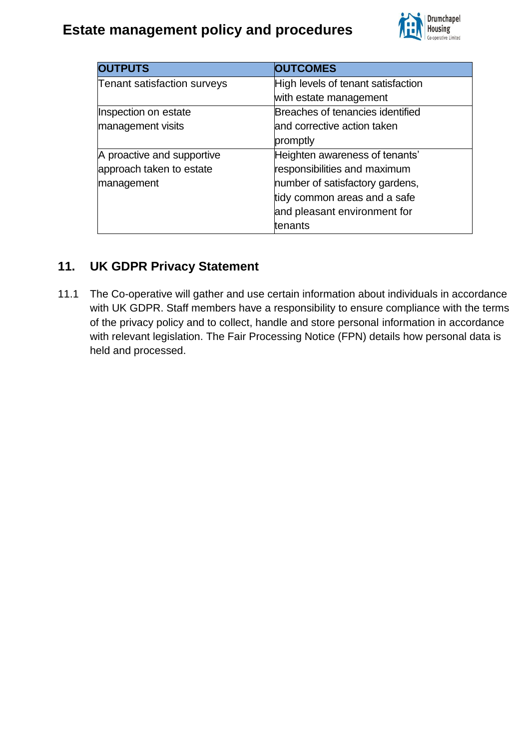| OUTPUTS | OUTCOMES |
| --- | --- |
| Tenant satisfaction surveys | High levels of tenant satisfaction with estate management |
| Inspection on estate management visits | Breaches of tenancies identified and corrective action taken promptly |
| A proactive and supportive approach taken to estate management | Heighten awareness of tenants' responsibilities and maximum number of satisfactory gardens, tidy common areas and a safe and pleasant environment for tenants |

## 11. UK GDPR Privacy Statement

11.1 The Co-operative will gather and use certain information about individuals in accordance with UK GDPR. Staff members have a responsibility to ensure compliance with the terms of the privacy policy and to collect, handle and store personal information in accordance with relevant legislation. The Fair Processing Notice (FPN) details how personal data is held and processed.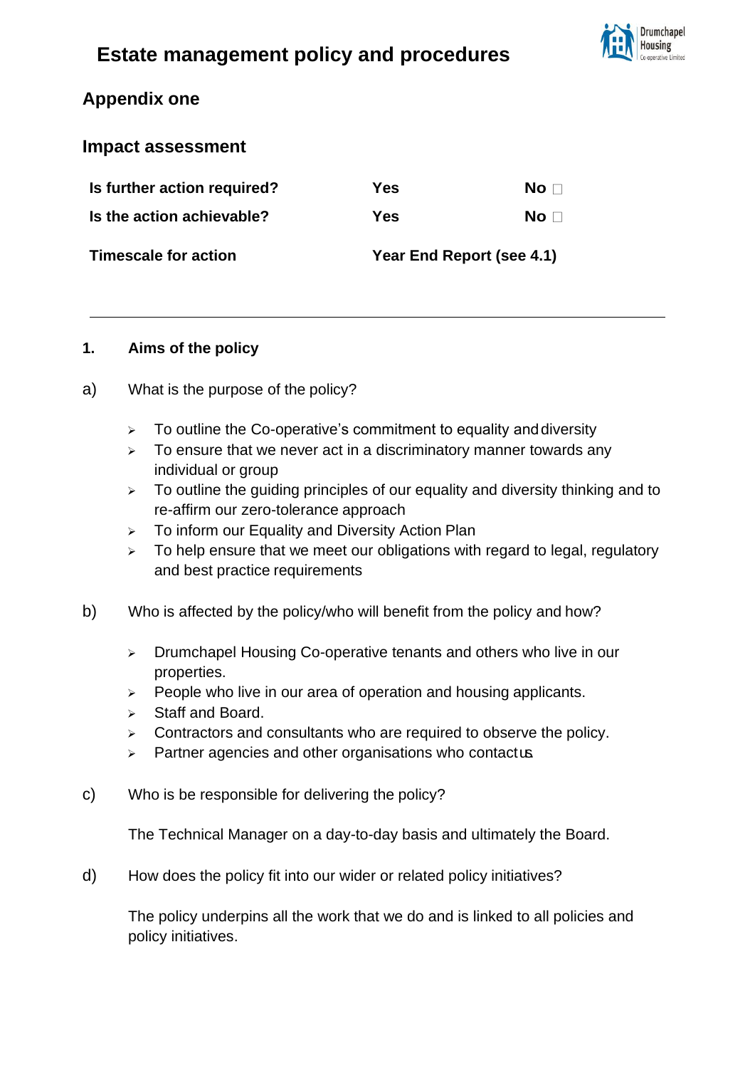// Estate management policy and procedures

## Appendix one

## Impact assessment

| | | |
|---|---|---|
| **Is further action required?** | **Yes** | **No** ☐ |
| **Is the action achievable?** | **Yes** | **No** ☐ |
| **Timescale for action** | **Year End Report (see 4.1)** | |

---

### 1. Aims of the policy

a) What is the purpose of the policy?

- To outline the Co-operative's commitment to equality and diversity
- To ensure that we never act in a discriminatory manner towards any individual or group
- To outline the guiding principles of our equality and diversity thinking and to re-affirm our zero-tolerance approach
- To inform our Equality and Diversity Action Plan
- To help ensure that we meet our obligations with regard to legal, regulatory and best practice requirements

b) Who is affected by the policy/who will benefit from the policy and how?

- Drumchapel Housing Co-operative tenants and others who live in our properties.
- People who live in our area of operation and housing applicants.
- Staff and Board.
- Contractors and consultants who are required to observe the policy.
- Partner agencies and other organisations who contact us.

c) Who is be responsible for delivering the policy?

The Technical Manager on a day-to-day basis and ultimately the Board.

d) How does the policy fit into our wider or related policy initiatives?

The policy underpins all the work that we do and is linked to all policies and policy initiatives.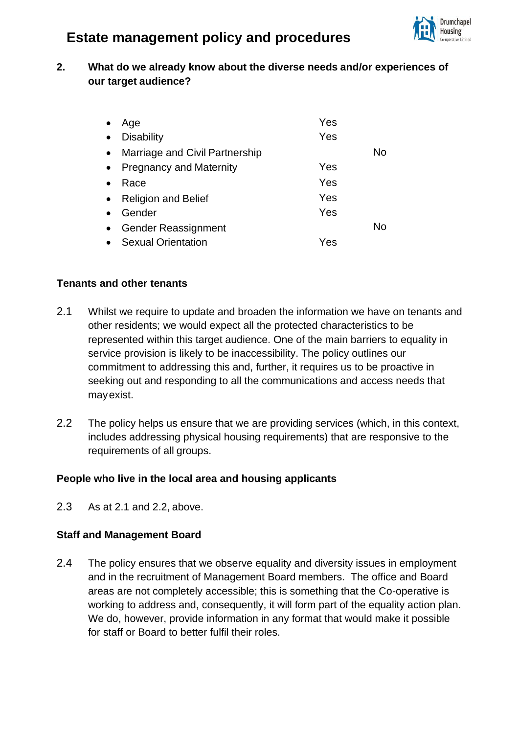## 2. What do we already know about the diverse needs and/or experiences of our target audience?

| | Yes | No |
|---|---|---|
| Age | Yes | |
| Disability | Yes | |
| Marriage and Civil Partnership | | No |
| Pregnancy and Maternity | Yes | |
| Race | Yes | |
| Religion and Belief | Yes | |
| Gender | Yes | |
| Gender Reassignment | | No |
| Sexual Orientation | Yes | |

### Tenants and other tenants

2.1 Whilst we require to update and broaden the information we have on tenants and other residents; we would expect all the protected characteristics to be represented within this target audience. One of the main barriers to equality in service provision is likely to be inaccessibility. The policy outlines our commitment to addressing this and, further, it requires us to be proactive in seeking out and responding to all the communications and access needs that may exist.

2.2 The policy helps us ensure that we are providing services (which, in this context, includes addressing physical housing requirements) that are responsive to the requirements of all groups.

### People who live in the local area and housing applicants

2.3 As at 2.1 and 2.2, above.

### Staff and Management Board

2.4 The policy ensures that we observe equality and diversity issues in employment and in the recruitment of Management Board members. The office and Board areas are not completely accessible; this is something that the Co-operative is working to address and, consequently, it will form part of the equality action plan. We do, however, provide information in any format that would make it possible for staff or Board to better fulfil their roles.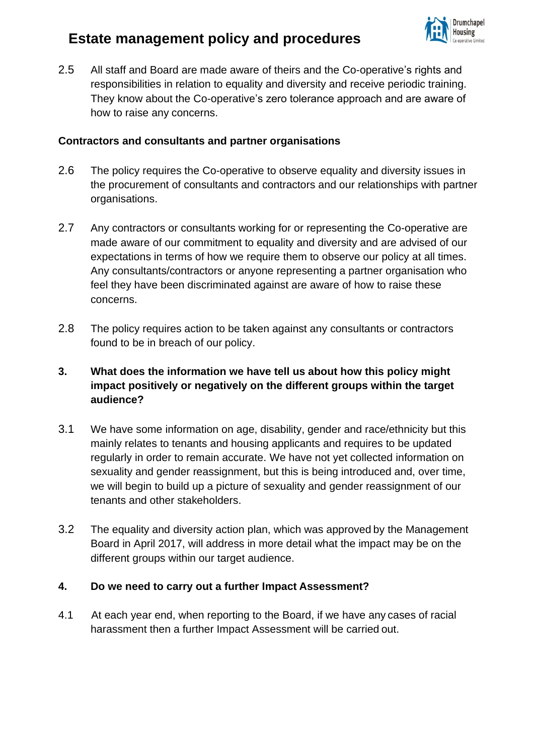2.5 All staff and Board are made aware of theirs and the Co-operative's rights and responsibilities in relation to equality and diversity and receive periodic training. They know about the Co-operative's zero tolerance approach and are aware of how to raise any concerns.

**Contractors and consultants and partner organisations**

2.6 The policy requires the Co-operative to observe equality and diversity issues in the procurement of consultants and contractors and our relationships with partner organisations.

2.7 Any contractors or consultants working for or representing the Co-operative are made aware of our commitment to equality and diversity and are advised of our expectations in terms of how we require them to observe our policy at all times. Any consultants/contractors or anyone representing a partner organisation who feel they have been discriminated against are aware of how to raise these concerns.

2.8 The policy requires action to be taken against any consultants or contractors found to be in breach of our policy.

**3. What does the information we have tell us about how this policy might impact positively or negatively on the different groups within the target audience?**

3.1 We have some information on age, disability, gender and race/ethnicity but this mainly relates to tenants and housing applicants and requires to be updated regularly in order to remain accurate. We have not yet collected information on sexuality and gender reassignment, but this is being introduced and, over time, we will begin to build up a picture of sexuality and gender reassignment of our tenants and other stakeholders.

3.2 The equality and diversity action plan, which was approved by the Management Board in April 2017, will address in more detail what the impact may be on the different groups within our target audience.

**4. Do we need to carry out a further Impact Assessment?**

4.1 At each year end, when reporting to the Board, if we have any cases of racial harassment then a further Impact Assessment will be carried out.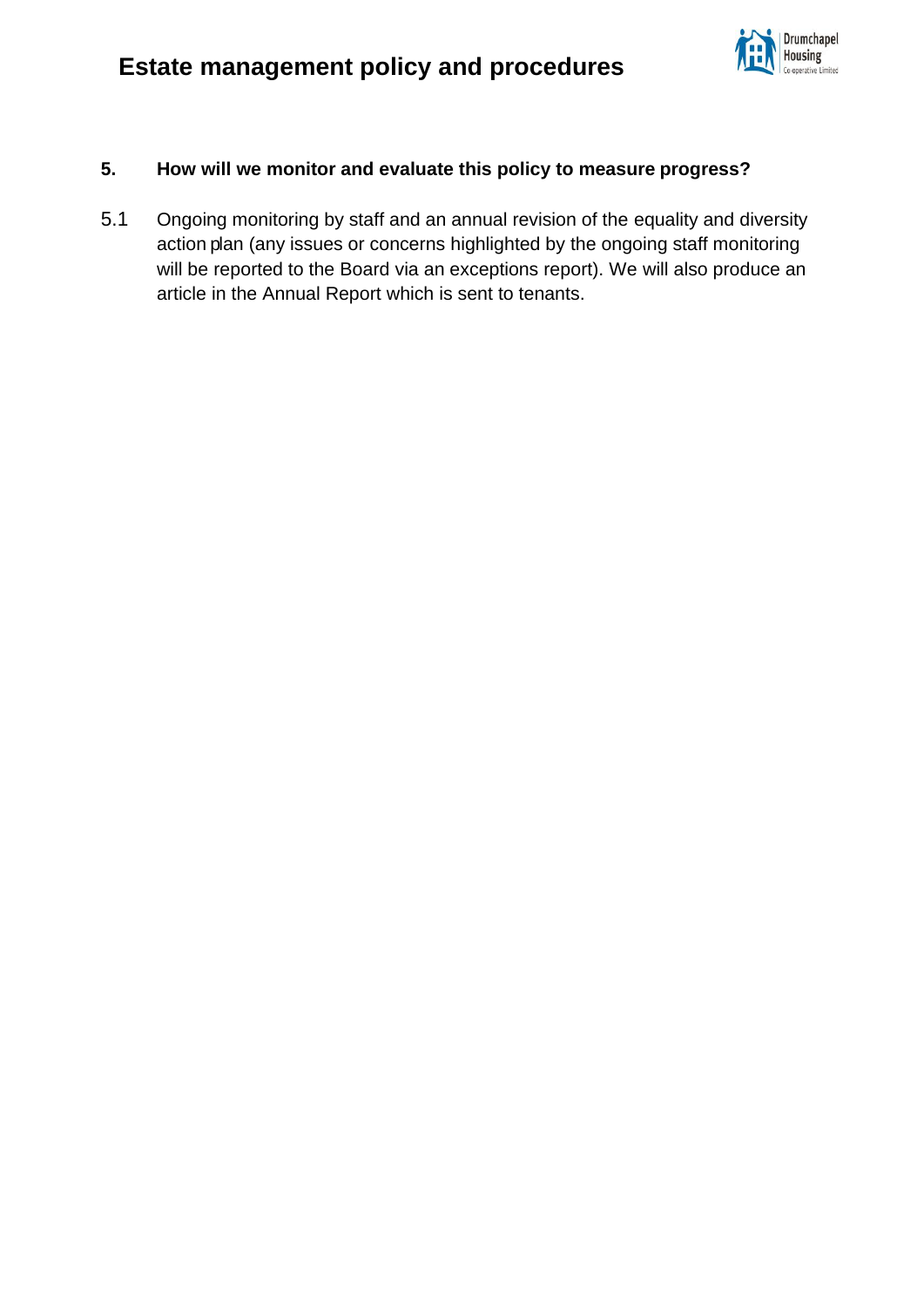## 5. How will we monitor and evaluate this policy to measure progress?

5.1 Ongoing monitoring by staff and an annual revision of the equality and diversity action plan (any issues or concerns highlighted by the ongoing staff monitoring will be reported to the Board via an exceptions report). We will also produce an article in the Annual Report which is sent to tenants.